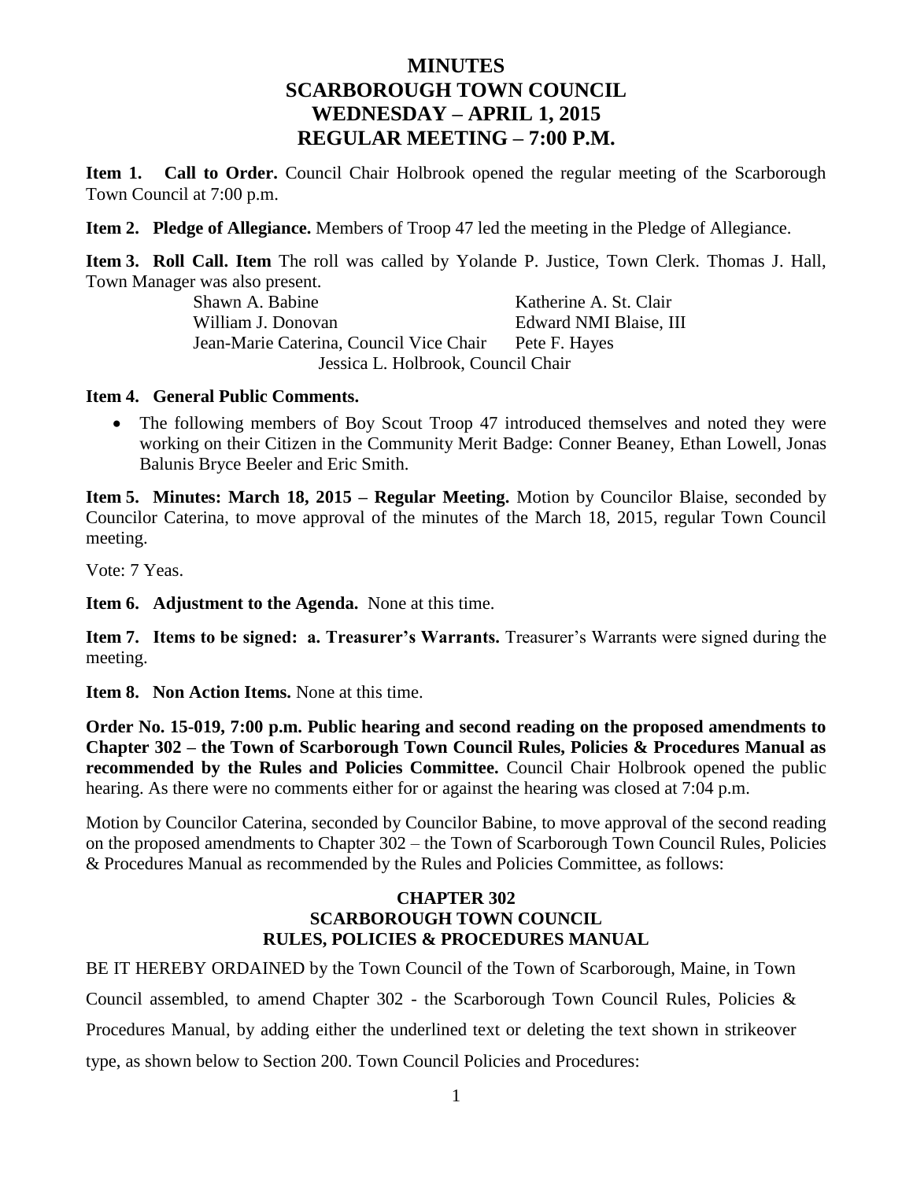# MINUTES
# SCARBOROUGH TOWN COUNCIL
# WEDNESDAY – APRIL 1, 2015
# REGULAR MEETING – 7:00 P.M.

**Item 1. Call to Order.** Council Chair Holbrook opened the regular meeting of the Scarborough Town Council at 7:00 p.m.

**Item 2. Pledge of Allegiance.** Members of Troop 47 led the meeting in the Pledge of Allegiance.

**Item 3. Roll Call. Item** The roll was called by Yolande P. Justice, Town Clerk. Thomas J. Hall, Town Manager was also present.

| | |
|---|---|
| Shawn A. Babine | Katherine A. St. Clair |
| William J. Donovan | Edward NMI Blaise, III |
| Jean-Marie Caterina, Council Vice Chair | Pete F. Hayes |

Jessica L. Holbrook, Council Chair

**Item 4. General Public Comments.**

- The following members of Boy Scout Troop 47 introduced themselves and noted they were working on their Citizen in the Community Merit Badge: Conner Beaney, Ethan Lowell, Jonas Balunis Bryce Beeler and Eric Smith.

**Item 5. Minutes: March 18, 2015 – Regular Meeting.** Motion by Councilor Blaise, seconded by Councilor Caterina, to move approval of the minutes of the March 18, 2015, regular Town Council meeting.

Vote: 7 Yeas.

**Item 6. Adjustment to the Agenda.** None at this time.

**Item 7. Items to be signed: a. Treasurer's Warrants.** Treasurer's Warrants were signed during the meeting.

**Item 8. Non Action Items.** None at this time.

**Order No. 15-019, 7:00 p.m. Public hearing and second reading on the proposed amendments to Chapter 302 – the Town of Scarborough Town Council Rules, Policies & Procedures Manual as recommended by the Rules and Policies Committee.** Council Chair Holbrook opened the public hearing. As there were no comments either for or against the hearing was closed at 7:04 p.m.

Motion by Councilor Caterina, seconded by Councilor Babine, to move approval of the second reading on the proposed amendments to Chapter 302 – the Town of Scarborough Town Council Rules, Policies & Procedures Manual as recommended by the Rules and Policies Committee, as follows:

## CHAPTER 302
## SCARBOROUGH TOWN COUNCIL
## RULES, POLICIES & PROCEDURES MANUAL

BE IT HEREBY ORDAINED by the Town Council of the Town of Scarborough, Maine, in Town Council assembled, to amend Chapter 302 - the Scarborough Town Council Rules, Policies & Procedures Manual, by adding either the underlined text or deleting the text shown in strikeover type, as shown below to Section 200. Town Council Policies and Procedures: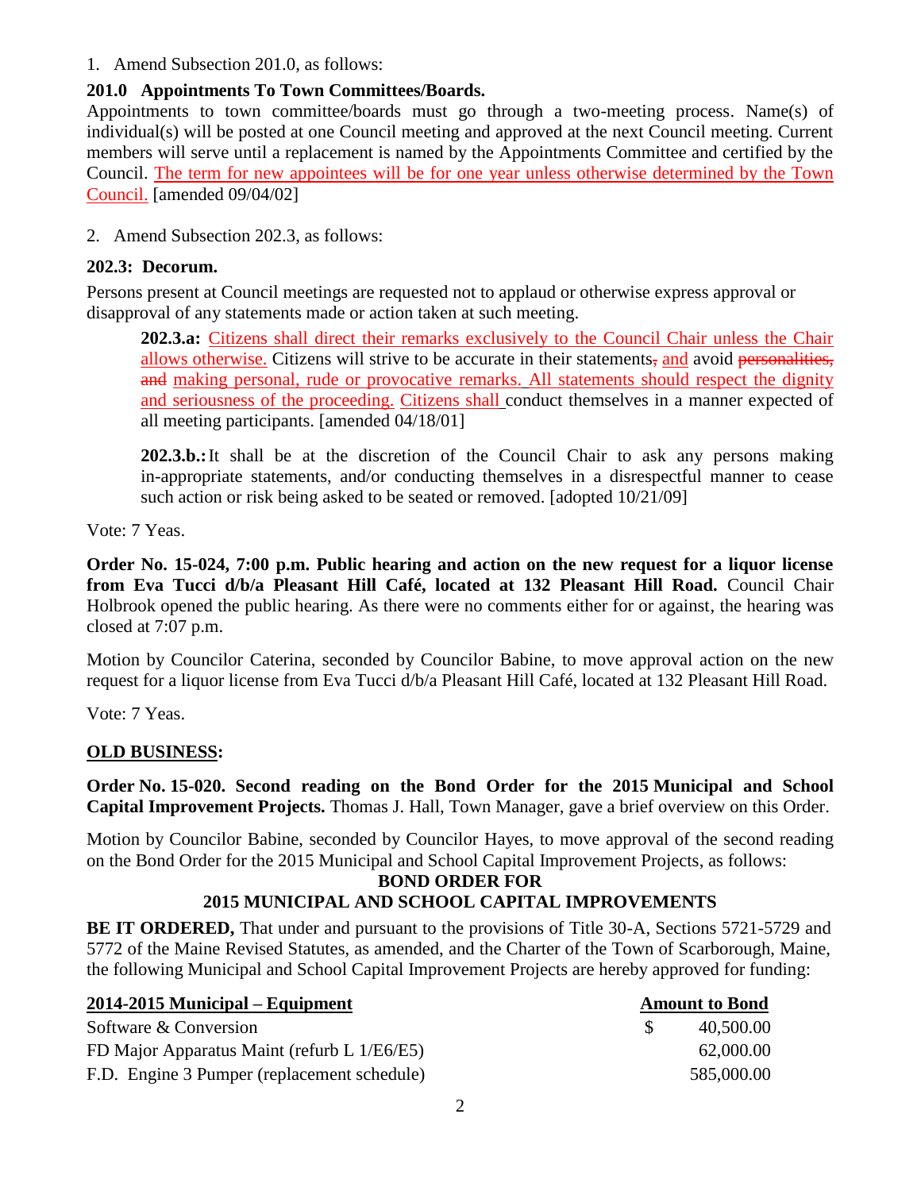1. Amend Subsection 201.0, as follows:

**201.0 Appointments To Town Committees/Boards.**

Appointments to town committee/boards must go through a two-meeting process. Name(s) of individual(s) will be posted at one Council meeting and approved at the next Council meeting. Current members will serve until a replacement is named by the Appointments Committee and certified by the Council. The term for new appointees will be for one year unless otherwise determined by the Town Council. [amended 09/04/02]

2. Amend Subsection 202.3, as follows:

**202.3: Decorum.**

Persons present at Council meetings are requested not to applaud or otherwise express approval or disapproval of any statements made or action taken at such meeting.

> **202.3.a:** Citizens shall direct their remarks exclusively to the Council Chair unless the Chair allows otherwise. Citizens will strive to be accurate in their statements~~,~~ and avoid ~~personalities, and~~ making personal, rude or provocative remarks. All statements should respect the dignity and seriousness of the proceeding. Citizens shall conduct themselves in a manner expected of all meeting participants. [amended 04/18/01]
>
> **202.3.b.:** It shall be at the discretion of the Council Chair to ask any persons making in-appropriate statements, and/or conducting themselves in a disrespectful manner to cease such action or risk being asked to be seated or removed. [adopted 10/21/09]

Vote: 7 Yeas.

**Order No. 15-024, 7:00 p.m. Public hearing and action on the new request for a liquor license from Eva Tucci d/b/a Pleasant Hill Café, located at 132 Pleasant Hill Road.** Council Chair Holbrook opened the public hearing. As there were no comments either for or against, the hearing was closed at 7:07 p.m.

Motion by Councilor Caterina, seconded by Councilor Babine, to move approval action on the new request for a liquor license from Eva Tucci d/b/a Pleasant Hill Café, located at 132 Pleasant Hill Road.

Vote: 7 Yeas.

**OLD BUSINESS:**

**Order No. 15-020. Second reading on the Bond Order for the 2015 Municipal and School Capital Improvement Projects.** Thomas J. Hall, Town Manager, gave a brief overview on this Order.

Motion by Councilor Babine, seconded by Councilor Hayes, to move approval of the second reading on the Bond Order for the 2015 Municipal and School Capital Improvement Projects, as follows:

**BOND ORDER FOR**
**2015 MUNICIPAL AND SCHOOL CAPITAL IMPROVEMENTS**

**BE IT ORDERED,** That under and pursuant to the provisions of Title 30-A, Sections 5721-5729 and 5772 of the Maine Revised Statutes, as amended, and the Charter of the Town of Scarborough, Maine, the following Municipal and School Capital Improvement Projects are hereby approved for funding:

| 2014-2015 Municipal – Equipment | Amount to Bond |
|---|---|
| Software & Conversion | $ 40,500.00 |
| FD Major Apparatus Maint (refurb L 1/E6/E5) | 62,000.00 |
| F.D. Engine 3 Pumper (replacement schedule) | 585,000.00 |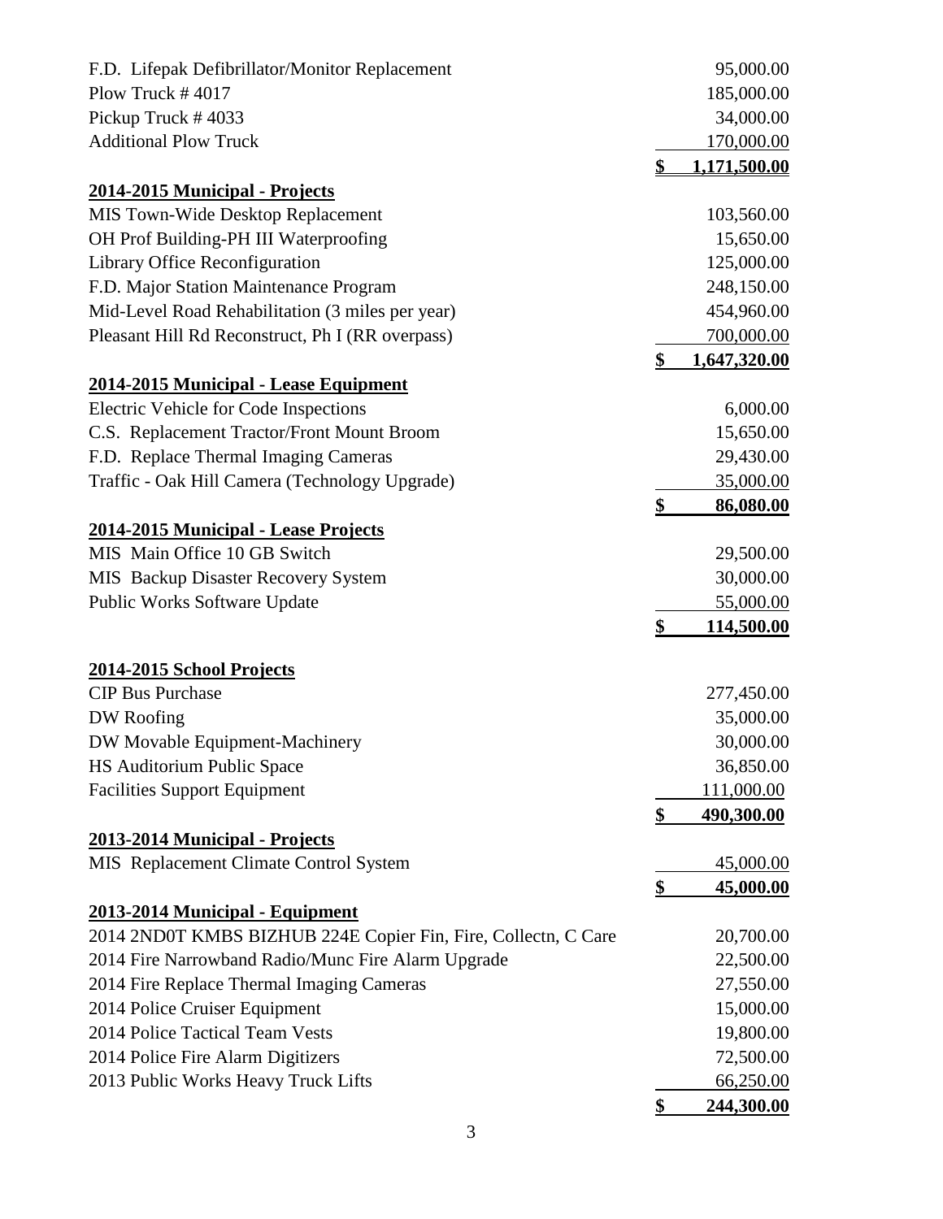| | |
|---|---|
| F.D. Lifepak Defibrillator/Monitor Replacement | 95,000.00 |
| Plow Truck # 4017 | 185,000.00 |
| Pickup Truck # 4033 | 34,000.00 |
| Additional Plow Truck | 170,000.00 |
| | **$ 1,171,500.00** |

**2014-2015 Municipal - Projects**

| | |
|---|---|
| MIS Town-Wide Desktop Replacement | 103,560.00 |
| OH Prof Building-PH III Waterproofing | 15,650.00 |
| Library Office Reconfiguration | 125,000.00 |
| F.D. Major Station Maintenance Program | 248,150.00 |
| Mid-Level Road Rehabilitation (3 miles per year) | 454,960.00 |
| Pleasant Hill Rd Reconstruct, Ph I (RR overpass) | 700,000.00 |
| | **$ 1,647,320.00** |

**2014-2015 Municipal - Lease Equipment**

| | |
|---|---|
| Electric Vehicle for Code Inspections | 6,000.00 |
| C.S. Replacement Tractor/Front Mount Broom | 15,650.00 |
| F.D. Replace Thermal Imaging Cameras | 29,430.00 |
| Traffic - Oak Hill Camera (Technology Upgrade) | 35,000.00 |
| | **$ 86,080.00** |

**2014-2015 Municipal - Lease Projects**

| | |
|---|---|
| MIS Main Office 10 GB Switch | 29,500.00 |
| MIS Backup Disaster Recovery System | 30,000.00 |
| Public Works Software Update | 55,000.00 |
| | **$ 114,500.00** |

**2014-2015 School Projects**

| | |
|---|---|
| CIP Bus Purchase | 277,450.00 |
| DW Roofing | 35,000.00 |
| DW Movable Equipment-Machinery | 30,000.00 |
| HS Auditorium Public Space | 36,850.00 |
| Facilities Support Equipment | 111,000.00 |
| | **$ 490,300.00** |

**2013-2014 Municipal - Projects**

| | |
|---|---|
| MIS Replacement Climate Control System | 45,000.00 |
| | **$ 45,000.00** |

**2013-2014 Municipal - Equipment**

| | |
|---|---|
| 2014 2ND0T KMBS BIZHUB 224E Copier Fin, Fire, Collectn, C Care | 20,700.00 |
| 2014 Fire Narrowband Radio/Munc Fire Alarm Upgrade | 22,500.00 |
| 2014 Fire Replace Thermal Imaging Cameras | 27,550.00 |
| 2014 Police Cruiser Equipment | 15,000.00 |
| 2014 Police Tactical Team Vests | 19,800.00 |
| 2014 Police Fire Alarm Digitizers | 72,500.00 |
| 2013 Public Works Heavy Truck Lifts | 66,250.00 |
| | **$ 244,300.00** |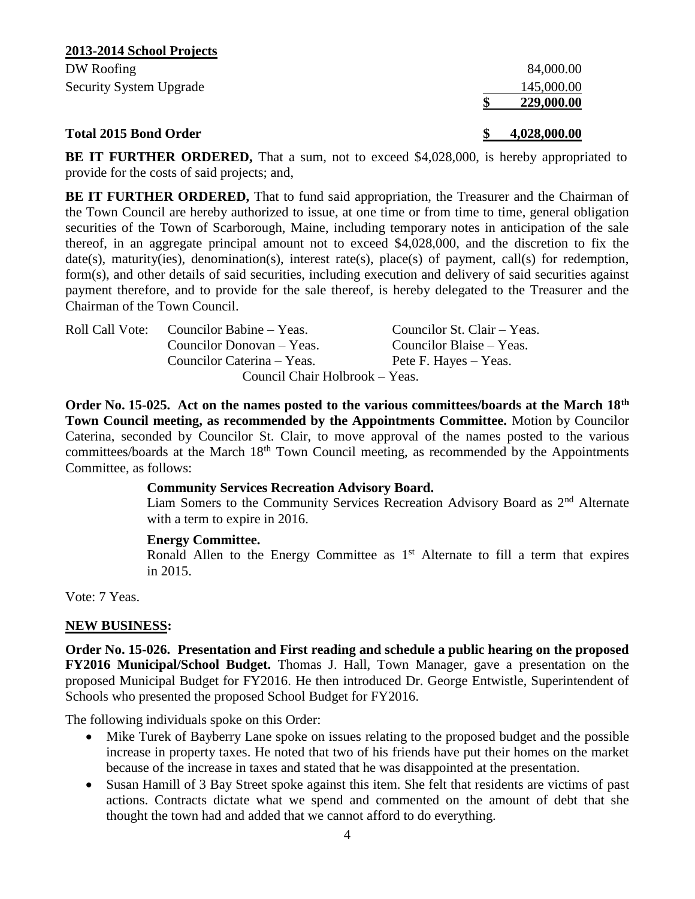**2013-2014 School Projects**

| | |
|---|---|
| DW Roofing | 84,000.00 |
| Security System Upgrade | 145,000.00 |
| | **$ 229,000.00** |
| **Total 2015 Bond Order** | **$ 4,028,000.00** |

**BE IT FURTHER ORDERED,** That a sum, not to exceed $4,028,000, is hereby appropriated to provide for the costs of said projects; and,

**BE IT FURTHER ORDERED,** That to fund said appropriation, the Treasurer and the Chairman of the Town Council are hereby authorized to issue, at one time or from time to time, general obligation securities of the Town of Scarborough, Maine, including temporary notes in anticipation of the sale thereof, in an aggregate principal amount not to exceed $4,028,000, and the discretion to fix the date(s), maturity(ies), denomination(s), interest rate(s), place(s) of payment, call(s) for redemption, form(s), and other details of said securities, including execution and delivery of said securities against payment therefore, and to provide for the sale thereof, is hereby delegated to the Treasurer and the Chairman of the Town Council.

Roll Call Vote:
- Councilor Babine – Yeas.
- Councilor St. Clair – Yeas.
- Councilor Donovan – Yeas.
- Councilor Blaise – Yeas.
- Councilor Caterina – Yeas.
- Pete F. Hayes – Yeas.
- Council Chair Holbrook – Yeas.

**Order No. 15-025. Act on the names posted to the various committees/boards at the March 18th Town Council meeting, as recommended by the Appointments Committee.** Motion by Councilor Caterina, seconded by Councilor St. Clair, to move approval of the names posted to the various committees/boards at the March 18th Town Council meeting, as recommended by the Appointments Committee, as follows:

> **Community Services Recreation Advisory Board.**
> Liam Somers to the Community Services Recreation Advisory Board as 2nd Alternate with a term to expire in 2016.
>
> **Energy Committee.**
> Ronald Allen to the Energy Committee as 1st Alternate to fill a term that expires in 2015.

Vote: 7 Yeas.

**NEW BUSINESS:**

**Order No. 15-026. Presentation and First reading and schedule a public hearing on the proposed FY2016 Municipal/School Budget.** Thomas J. Hall, Town Manager, gave a presentation on the proposed Municipal Budget for FY2016. He then introduced Dr. George Entwistle, Superintendent of Schools who presented the proposed School Budget for FY2016.

The following individuals spoke on this Order:

- Mike Turek of Bayberry Lane spoke on issues relating to the proposed budget and the possible increase in property taxes. He noted that two of his friends have put their homes on the market because of the increase in taxes and stated that he was disappointed at the presentation.
- Susan Hamill of 3 Bay Street spoke against this item. She felt that residents are victims of past actions. Contracts dictate what we spend and commented on the amount of debt that she thought the town had and added that we cannot afford to do everything.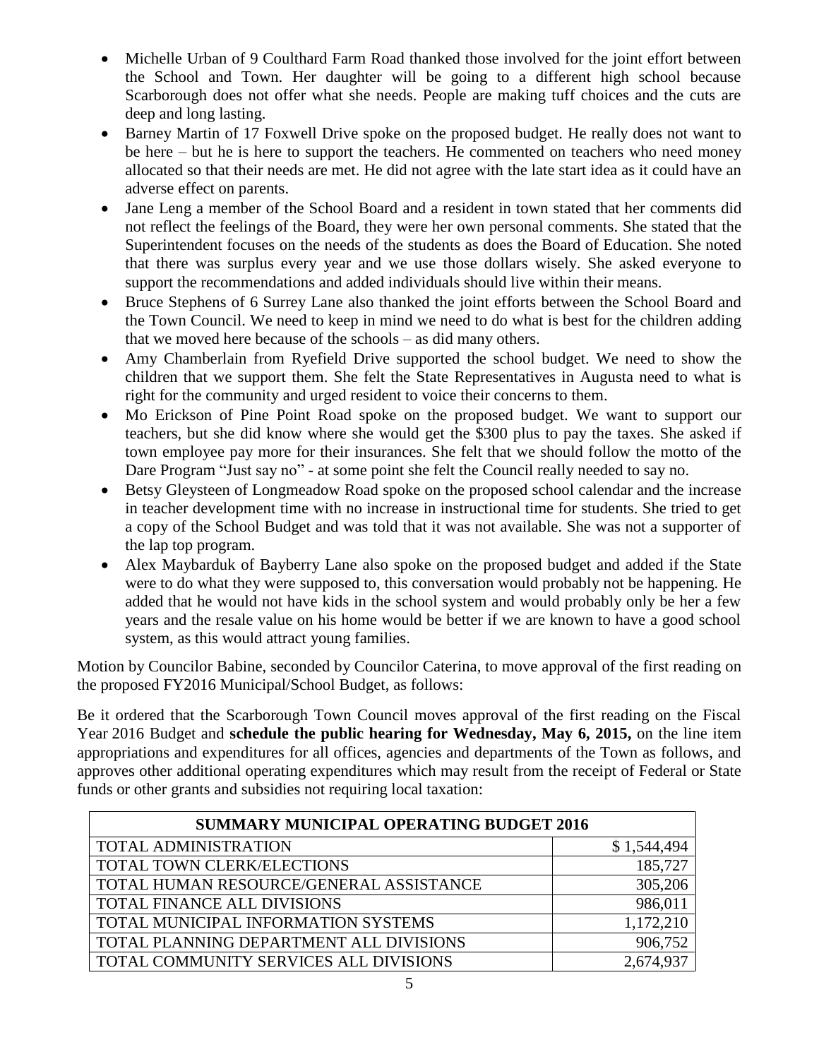- Michelle Urban of 9 Coulthard Farm Road thanked those involved for the joint effort between the School and Town. Her daughter will be going to a different high school because Scarborough does not offer what she needs. People are making tuff choices and the cuts are deep and long lasting.
- Barney Martin of 17 Foxwell Drive spoke on the proposed budget. He really does not want to be here – but he is here to support the teachers. He commented on teachers who need money allocated so that their needs are met. He did not agree with the late start idea as it could have an adverse effect on parents.
- Jane Leng a member of the School Board and a resident in town stated that her comments did not reflect the feelings of the Board, they were her own personal comments. She stated that the Superintendent focuses on the needs of the students as does the Board of Education. She noted that there was surplus every year and we use those dollars wisely. She asked everyone to support the recommendations and added individuals should live within their means.
- Bruce Stephens of 6 Surrey Lane also thanked the joint efforts between the School Board and the Town Council. We need to keep in mind we need to do what is best for the children adding that we moved here because of the schools – as did many others.
- Amy Chamberlain from Ryefield Drive supported the school budget. We need to show the children that we support them. She felt the State Representatives in Augusta need to what is right for the community and urged resident to voice their concerns to them.
- Mo Erickson of Pine Point Road spoke on the proposed budget. We want to support our teachers, but she did know where she would get the $300 plus to pay the taxes. She asked if town employee pay more for their insurances. She felt that we should follow the motto of the Dare Program "Just say no" - at some point she felt the Council really needed to say no.
- Betsy Gleysteen of Longmeadow Road spoke on the proposed school calendar and the increase in teacher development time with no increase in instructional time for students. She tried to get a copy of the School Budget and was told that it was not available. She was not a supporter of the lap top program.
- Alex Maybarduk of Bayberry Lane also spoke on the proposed budget and added if the State were to do what they were supposed to, this conversation would probably not be happening. He added that he would not have kids in the school system and would probably only be her a few years and the resale value on his home would be better if we are known to have a good school system, as this would attract young families.

Motion by Councilor Babine, seconded by Councilor Caterina, to move approval of the first reading on the proposed FY2016 Municipal/School Budget, as follows:

Be it ordered that the Scarborough Town Council moves approval of the first reading on the Fiscal Year 2016 Budget and **schedule the public hearing for Wednesday, May 6, 2015,** on the line item appropriations and expenditures for all offices, agencies and departments of the Town as follows, and approves other additional operating expenditures which may result from the receipt of Federal or State funds or other grants and subsidies not requiring local taxation:

| SUMMARY MUNICIPAL OPERATING BUDGET 2016 | |
|---|---:|
| TOTAL ADMINISTRATION | $ 1,544,494 |
| TOTAL TOWN CLERK/ELECTIONS | 185,727 |
| TOTAL HUMAN RESOURCE/GENERAL ASSISTANCE | 305,206 |
| TOTAL FINANCE ALL DIVISIONS | 986,011 |
| TOTAL MUNICIPAL INFORMATION SYSTEMS | 1,172,210 |
| TOTAL PLANNING DEPARTMENT ALL DIVISIONS | 906,752 |
| TOTAL COMMUNITY SERVICES ALL DIVISIONS | 2,674,937 |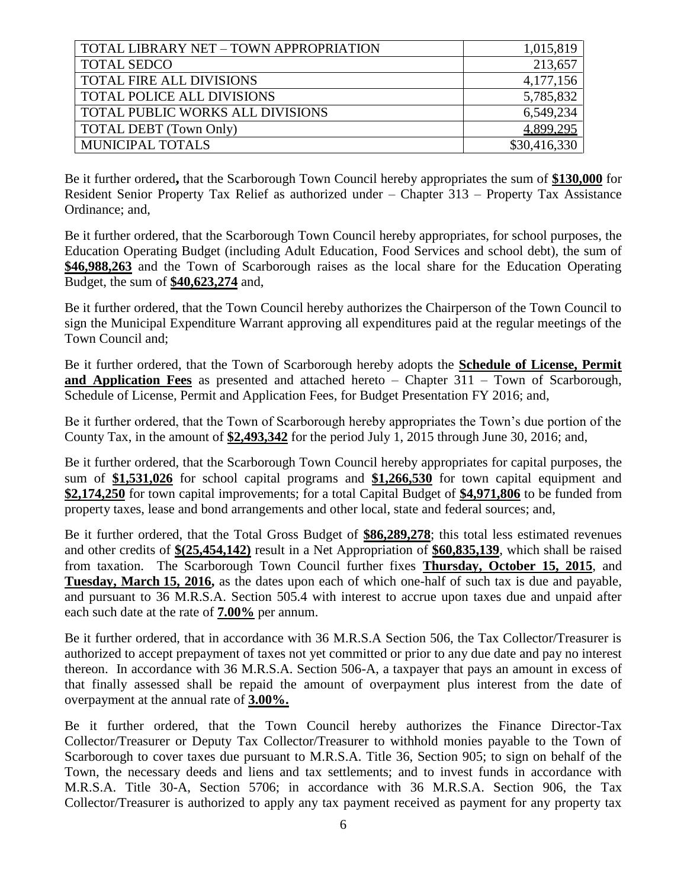| | |
|---|---|
| TOTAL LIBRARY NET – TOWN APPROPRIATION | 1,015,819 |
| TOTAL SEDCO | 213,657 |
| TOTAL FIRE ALL DIVISIONS | 4,177,156 |
| TOTAL POLICE ALL DIVISIONS | 5,785,832 |
| TOTAL PUBLIC WORKS ALL DIVISIONS | 6,549,234 |
| TOTAL DEBT (Town Only) | 4,899,295 |
| MUNICIPAL TOTALS | \$30,416,330 |

Be it further ordered**,** that the Scarborough Town Council hereby appropriates the sum of **\$130,000** for Resident Senior Property Tax Relief as authorized under – Chapter 313 – Property Tax Assistance Ordinance; and,

Be it further ordered, that the Scarborough Town Council hereby appropriates, for school purposes, the Education Operating Budget (including Adult Education, Food Services and school debt), the sum of **\$46,988,263** and the Town of Scarborough raises as the local share for the Education Operating Budget, the sum of **\$40,623,274** and,

Be it further ordered, that the Town Council hereby authorizes the Chairperson of the Town Council to sign the Municipal Expenditure Warrant approving all expenditures paid at the regular meetings of the Town Council and;

Be it further ordered, that the Town of Scarborough hereby adopts the **Schedule of License, Permit and Application Fees** as presented and attached hereto – Chapter 311 – Town of Scarborough, Schedule of License, Permit and Application Fees, for Budget Presentation FY 2016; and,

Be it further ordered, that the Town of Scarborough hereby appropriates the Town's due portion of the County Tax, in the amount of **\$2,493,342** for the period July 1, 2015 through June 30, 2016; and,

Be it further ordered, that the Scarborough Town Council hereby appropriates for capital purposes, the sum of **\$1,531,026** for school capital programs and **\$1,266,530** for town capital equipment and **\$2,174,250** for town capital improvements; for a total Capital Budget of **\$4,971,806** to be funded from property taxes, lease and bond arrangements and other local, state and federal sources; and,

Be it further ordered, that the Total Gross Budget of **\$86,289,278**; this total less estimated revenues and other credits of **\$(25,454,142)** result in a Net Appropriation of **\$60,835,139**, which shall be raised from taxation. The Scarborough Town Council further fixes **Thursday, October 15, 2015**, and **Tuesday, March 15, 2016,** as the dates upon each of which one-half of such tax is due and payable, and pursuant to 36 M.R.S.A. Section 505.4 with interest to accrue upon taxes due and unpaid after each such date at the rate of **7.00%** per annum.

Be it further ordered, that in accordance with 36 M.R.S.A Section 506, the Tax Collector/Treasurer is authorized to accept prepayment of taxes not yet committed or prior to any due date and pay no interest thereon. In accordance with 36 M.R.S.A. Section 506-A, a taxpayer that pays an amount in excess of that finally assessed shall be repaid the amount of overpayment plus interest from the date of overpayment at the annual rate of **3.00%.**

Be it further ordered, that the Town Council hereby authorizes the Finance Director-Tax Collector/Treasurer or Deputy Tax Collector/Treasurer to withhold monies payable to the Town of Scarborough to cover taxes due pursuant to M.R.S.A. Title 36, Section 905; to sign on behalf of the Town, the necessary deeds and liens and tax settlements; and to invest funds in accordance with M.R.S.A. Title 30-A, Section 5706; in accordance with 36 M.R.S.A. Section 906, the Tax Collector/Treasurer is authorized to apply any tax payment received as payment for any property tax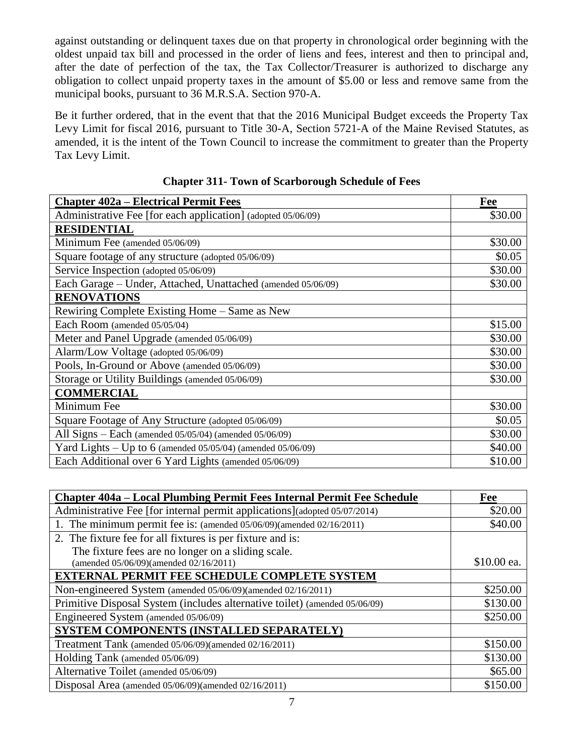against outstanding or delinquent taxes due on that property in chronological order beginning with the oldest unpaid tax bill and processed in the order of liens and fees, interest and then to principal and, after the date of perfection of the tax, the Tax Collector/Treasurer is authorized to discharge any obligation to collect unpaid property taxes in the amount of $5.00 or less and remove same from the municipal books, pursuant to 36 M.R.S.A. Section 970-A.

Be it further ordered, that in the event that that the 2016 Municipal Budget exceeds the Property Tax Levy Limit for fiscal 2016, pursuant to Title 30-A, Section 5721-A of the Maine Revised Statutes, as amended, it is the intent of the Town Council to increase the commitment to greater than the Property Tax Levy Limit.

## Chapter 311- Town of Scarborough Schedule of Fees

| Chapter 402a – Electrical Permit Fees | Fee |
|---|---|
| Administrative Fee [for each application] (adopted 05/06/09) | $30.00 |
| **RESIDENTIAL** | |
| Minimum Fee (amended 05/06/09) | $30.00 |
| Square footage of any structure (adopted 05/06/09) | $0.05 |
| Service Inspection (adopted 05/06/09) | $30.00 |
| Each Garage – Under, Attached, Unattached (amended 05/06/09) | $30.00 |
| **RENOVATIONS** | |
| Rewiring Complete Existing Home – Same as New | |
| Each Room (amended 05/05/04) | $15.00 |
| Meter and Panel Upgrade (amended 05/06/09) | $30.00 |
| Alarm/Low Voltage (adopted 05/06/09) | $30.00 |
| Pools, In-Ground or Above (amended 05/06/09) | $30.00 |
| Storage or Utility Buildings (amended 05/06/09) | $30.00 |
| **COMMERCIAL** | |
| Minimum Fee | $30.00 |
| Square Footage of Any Structure (adopted 05/06/09) | $0.05 |
| All Signs – Each (amended 05/05/04) (amended 05/06/09) | $30.00 |
| Yard Lights – Up to 6 (amended 05/05/04) (amended 05/06/09) | $40.00 |
| Each Additional over 6 Yard Lights (amended 05/06/09) | $10.00 |

| Chapter 404a – Local Plumbing Permit Fees Internal Permit Fee Schedule | Fee |
|---|---|
| Administrative Fee [for internal permit applications](adopted 05/07/2014) | $20.00 |
| 1. The minimum permit fee is: (amended 05/06/09)(amended 02/16/2011) | $40.00 |
| 2. The fixture fee for all fixtures is per fixture and is: The fixture fees are no longer on a sliding scale. (amended 05/06/09)(amended 02/16/2011) | $10.00 ea. |
| **EXTERNAL PERMIT FEE SCHEDULE COMPLETE SYSTEM** | |
| Non-engineered System (amended 05/06/09)(amended 02/16/2011) | $250.00 |
| Primitive Disposal System (includes alternative toilet) (amended 05/06/09) | $130.00 |
| Engineered System (amended 05/06/09) | $250.00 |
| **SYSTEM COMPONENTS (INSTALLED SEPARATELY)** | |
| Treatment Tank (amended 05/06/09)(amended 02/16/2011) | $150.00 |
| Holding Tank (amended 05/06/09) | $130.00 |
| Alternative Toilet (amended 05/06/09) | $65.00 |
| Disposal Area (amended 05/06/09)(amended 02/16/2011) | $150.00 |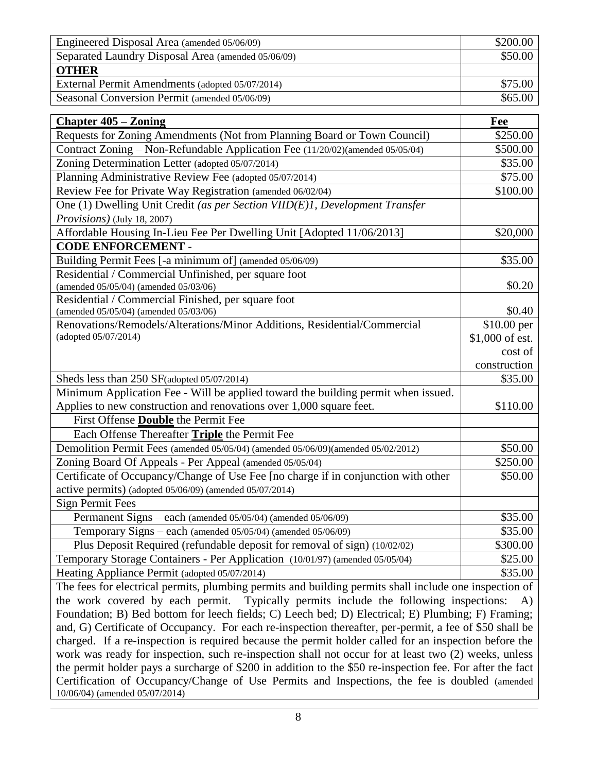| | |
|---|---|
| Engineered Disposal Area (amended 05/06/09) | $200.00 |
| Separated Laundry Disposal Area (amended 05/06/09) | $50.00 |
| **OTHER** | |
| External Permit Amendments (adopted 05/07/2014) | $75.00 |
| Seasonal Conversion Permit (amended 05/06/09) | $65.00 |

| **Chapter 405 – Zoning** | **Fee** |
|---|---|
| Requests for Zoning Amendments (Not from Planning Board or Town Council) | $250.00 |
| Contract Zoning – Non-Refundable Application Fee (11/20/02)(amended 05/05/04) | $500.00 |
| Zoning Determination Letter (adopted 05/07/2014) | $35.00 |
| Planning Administrative Review Fee (adopted 05/07/2014) | $75.00 |
| Review Fee for Private Way Registration (amended 06/02/04) | $100.00 |
| One (1) Dwelling Unit Credit *(as per Section VIID(E)1, Development Transfer Provisions)* (July 18, 2007) | |
| Affordable Housing In-Lieu Fee Per Dwelling Unit [Adopted 11/06/2013] | $20,000 |
| **CODE ENFORCEMENT** - | |
| Building Permit Fees [-a minimum of] (amended 05/06/09) | $35.00 |
| Residential / Commercial Unfinished, per square foot (amended 05/05/04) (amended 05/03/06) | $0.20 |
| Residential / Commercial Finished, per square foot (amended 05/05/04) (amended 05/03/06) | $0.40 |
| Renovations/Remodels/Alterations/Minor Additions, Residential/Commercial (adopted 05/07/2014) | $10.00 per $1,000 of est. cost of construction |
| Sheds less than 250 SF(adopted 05/07/2014) | $35.00 |
| Minimum Application Fee - Will be applied toward the building permit when issued. Applies to new construction and renovations over 1,000 square feet. | $110.00 |
| First Offense **Double** the Permit Fee | |
| Each Offense Thereafter **Triple** the Permit Fee | |
| Demolition Permit Fees (amended 05/05/04) (amended 05/06/09)(amended 05/02/2012) | $50.00 |
| Zoning Board Of Appeals - Per Appeal (amended 05/05/04) | $250.00 |
| Certificate of Occupancy/Change of Use Fee [no charge if in conjunction with other active permits) (adopted 05/06/09) (amended 05/07/2014) | $50.00 |
| Sign Permit Fees | |
| Permanent Signs – each (amended 05/05/04) (amended 05/06/09) | $35.00 |
| Temporary Signs – each (amended 05/05/04) (amended 05/06/09) | $35.00 |
| Plus Deposit Required (refundable deposit for removal of sign) (10/02/02) | $300.00 |
| Temporary Storage Containers - Per Application (10/01/97) (amended 05/05/04) | $25.00 |
| Heating Appliance Permit (adopted 05/07/2014) | $35.00 |

The fees for electrical permits, plumbing permits and building permits shall include one inspection of the work covered by each permit. Typically permits include the following inspections: A) Foundation; B) Bed bottom for leech fields; C) Leech bed; D) Electrical; E) Plumbing; F) Framing; and, G) Certificate of Occupancy. For each re-inspection thereafter, per-permit, a fee of $50 shall be charged. If a re-inspection is required because the permit holder called for an inspection before the work was ready for inspection, such re-inspection shall not occur for at least two (2) weeks, unless the permit holder pays a surcharge of $200 in addition to the $50 re-inspection fee. For after the fact Certification of Occupancy/Change of Use Permits and Inspections, the fee is doubled (amended 10/06/04) (amended 05/07/2014)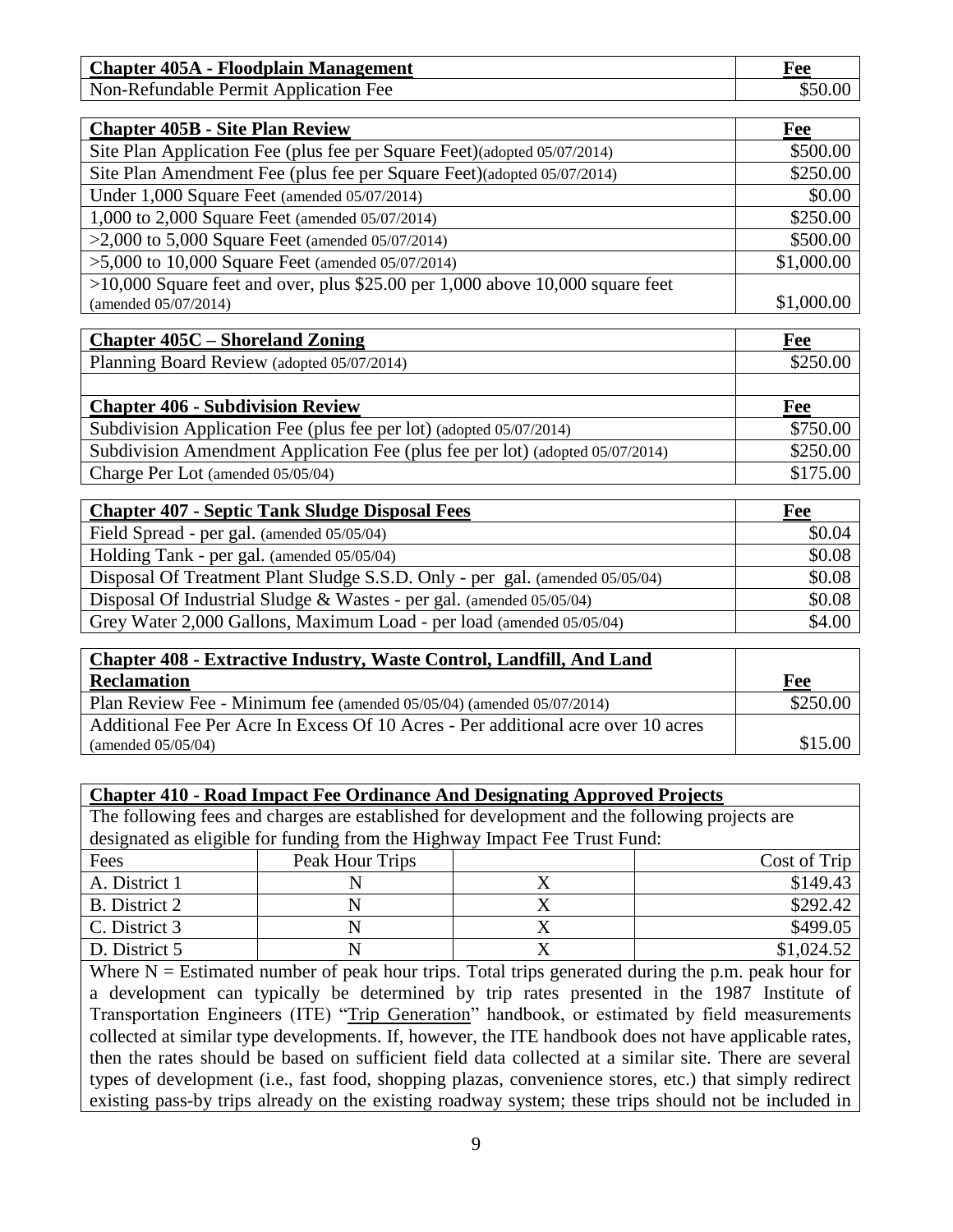| Chapter 405A - Floodplain Management | Fee |
|---|---|
| Non-Refundable Permit Application Fee | $50.00 |

| Chapter 405B - Site Plan Review | Fee |
|---|---|
| Site Plan Application Fee (plus fee per Square Feet)(adopted 05/07/2014) | $500.00 |
| Site Plan Amendment Fee (plus fee per Square Feet)(adopted 05/07/2014) | $250.00 |
| Under 1,000 Square Feet (amended 05/07/2014) | $0.00 |
| 1,000 to 2,000 Square Feet (amended 05/07/2014) | $250.00 |
| >2,000 to 5,000 Square Feet (amended 05/07/2014) | $500.00 |
| >5,000 to 10,000 Square Feet (amended 05/07/2014) | $1,000.00 |
| >10,000 Square feet and over, plus $25.00 per 1,000 above 10,000 square feet (amended 05/07/2014) | $1,000.00 |

| Chapter 405C – Shoreland Zoning | Fee |
|---|---|
| Planning Board Review (adopted 05/07/2014) | $250.00 |
| | |
| **Chapter 406 - Subdivision Review** | **Fee** |
| Subdivision Application Fee (plus fee per lot) (adopted 05/07/2014) | $750.00 |
| Subdivision Amendment Application Fee (plus fee per lot) (adopted 05/07/2014) | $250.00 |
| Charge Per Lot (amended 05/05/04) | $175.00 |

| Chapter 407 - Septic Tank Sludge Disposal Fees | Fee |
|---|---|
| Field Spread - per gal. (amended 05/05/04) | $0.04 |
| Holding Tank - per gal. (amended 05/05/04) | $0.08 |
| Disposal Of Treatment Plant Sludge S.S.D. Only - per gal. (amended 05/05/04) | $0.08 |
| Disposal Of Industrial Sludge & Wastes - per gal. (amended 05/05/04) | $0.08 |
| Grey Water 2,000 Gallons, Maximum Load - per load (amended 05/05/04) | $4.00 |

| Chapter 408 - Extractive Industry, Waste Control, Landfill, And Land Reclamation | Fee |
|---|---|
| Plan Review Fee - Minimum fee (amended 05/05/04) (amended 05/07/2014) | $250.00 |
| Additional Fee Per Acre In Excess Of 10 Acres - Per additional acre over 10 acres (amended 05/05/04) | $15.00 |

**Chapter 410 - Road Impact Fee Ordinance And Designating Approved Projects**

The following fees and charges are established for development and the following projects are designated as eligible for funding from the Highway Impact Fee Trust Fund:

| Fees | Peak Hour Trips | | Cost of Trip |
|---|---|---|---|
| A. District 1 | N | X | $149.43 |
| B. District 2 | N | X | $292.42 |
| C. District 3 | N | X | $499.05 |
| D. District 5 | N | X | $1,024.52 |

Where N = Estimated number of peak hour trips. Total trips generated during the p.m. peak hour for a development can typically be determined by trip rates presented in the 1987 Institute of Transportation Engineers (ITE) "Trip Generation" handbook, or estimated by field measurements collected at similar type developments. If, however, the ITE handbook does not have applicable rates, then the rates should be based on sufficient field data collected at a similar site. There are several types of development (i.e., fast food, shopping plazas, convenience stores, etc.) that simply redirect existing pass-by trips already on the existing roadway system; these trips should not be included in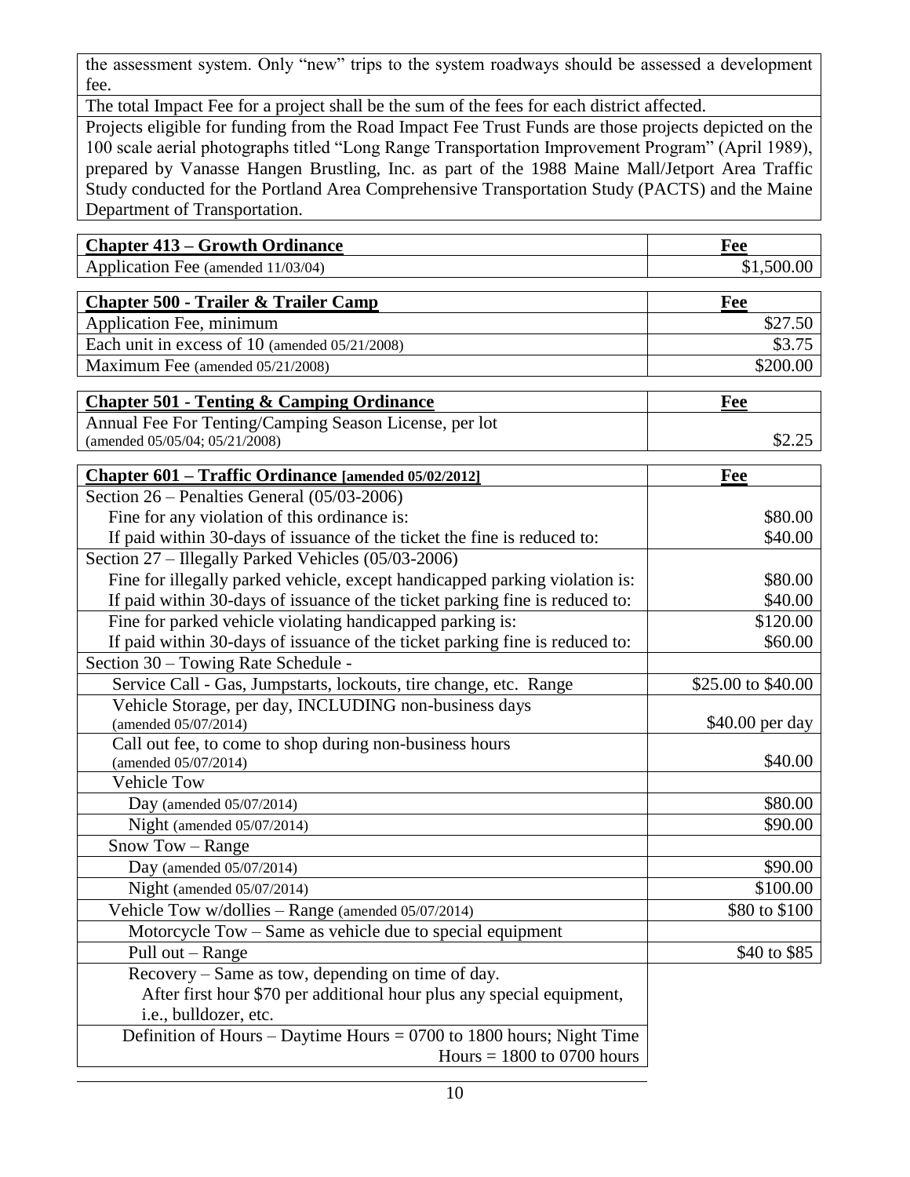the assessment system. Only "new" trips to the system roadways should be assessed a development fee.

The total Impact Fee for a project shall be the sum of the fees for each district affected.

Projects eligible for funding from the Road Impact Fee Trust Funds are those projects depicted on the 100 scale aerial photographs titled "Long Range Transportation Improvement Program" (April 1989), prepared by Vanasse Hangen Brustling, Inc. as part of the 1988 Maine Mall/Jetport Area Traffic Study conducted for the Portland Area Comprehensive Transportation Study (PACTS) and the Maine Department of Transportation.

| **Chapter 413 – Growth Ordinance** | **Fee** |
|---|---|
| Application Fee (amended 11/03/04) | $1,500.00 |

| **Chapter 500 - Trailer & Trailer Camp** | **Fee** |
|---|---|
| Application Fee, minimum | $27.50 |
| Each unit in excess of 10 (amended 05/21/2008) | $3.75 |
| Maximum Fee (amended 05/21/2008) | $200.00 |

| **Chapter 501 - Tenting & Camping Ordinance** | **Fee** |
|---|---|
| Annual Fee For Tenting/Camping Season License, per lot (amended 05/05/04; 05/21/2008) | $2.25 |

| **Chapter 601 – Traffic Ordinance [amended 05/02/2012]** | **Fee** |
|---|---|
| Section 26 – Penalties General (05/03-2006) | |
| Fine for any violation of this ordinance is: | $80.00 |
| If paid within 30-days of issuance of the ticket the fine is reduced to: | $40.00 |
| Section 27 – Illegally Parked Vehicles (05/03-2006) | |
| Fine for illegally parked vehicle, except handicapped parking violation is: | $80.00 |
| If paid within 30-days of issuance of the ticket parking fine is reduced to: | $40.00 |
| Fine for parked vehicle violating handicapped parking is: | $120.00 |
| If paid within 30-days of issuance of the ticket parking fine is reduced to: | $60.00 |
| Section 30 – Towing Rate Schedule - | |
| Service Call - Gas, Jumpstarts, lockouts, tire change, etc. Range | $25.00 to $40.00 |
| Vehicle Storage, per day, INCLUDING non-business days (amended 05/07/2014) | $40.00 per day |
| Call out fee, to come to shop during non-business hours (amended 05/07/2014) | $40.00 |
| Vehicle Tow | |
| Day (amended 05/07/2014) | $80.00 |
| Night (amended 05/07/2014) | $90.00 |
| Snow Tow – Range | |
| Day (amended 05/07/2014) | $90.00 |
| Night (amended 05/07/2014) | $100.00 |
| Vehicle Tow w/dollies – Range (amended 05/07/2014) | $80 to $100 |
| Motorcycle Tow – Same as vehicle due to special equipment | |
| Pull out – Range | $40 to $85 |
| Recovery – Same as tow, depending on time of day. After first hour $70 per additional hour plus any special equipment, i.e., bulldozer, etc. | |
| Definition of Hours – Daytime Hours = 0700 to 1800 hours; Night Time Hours = 1800 to 0700 hours | |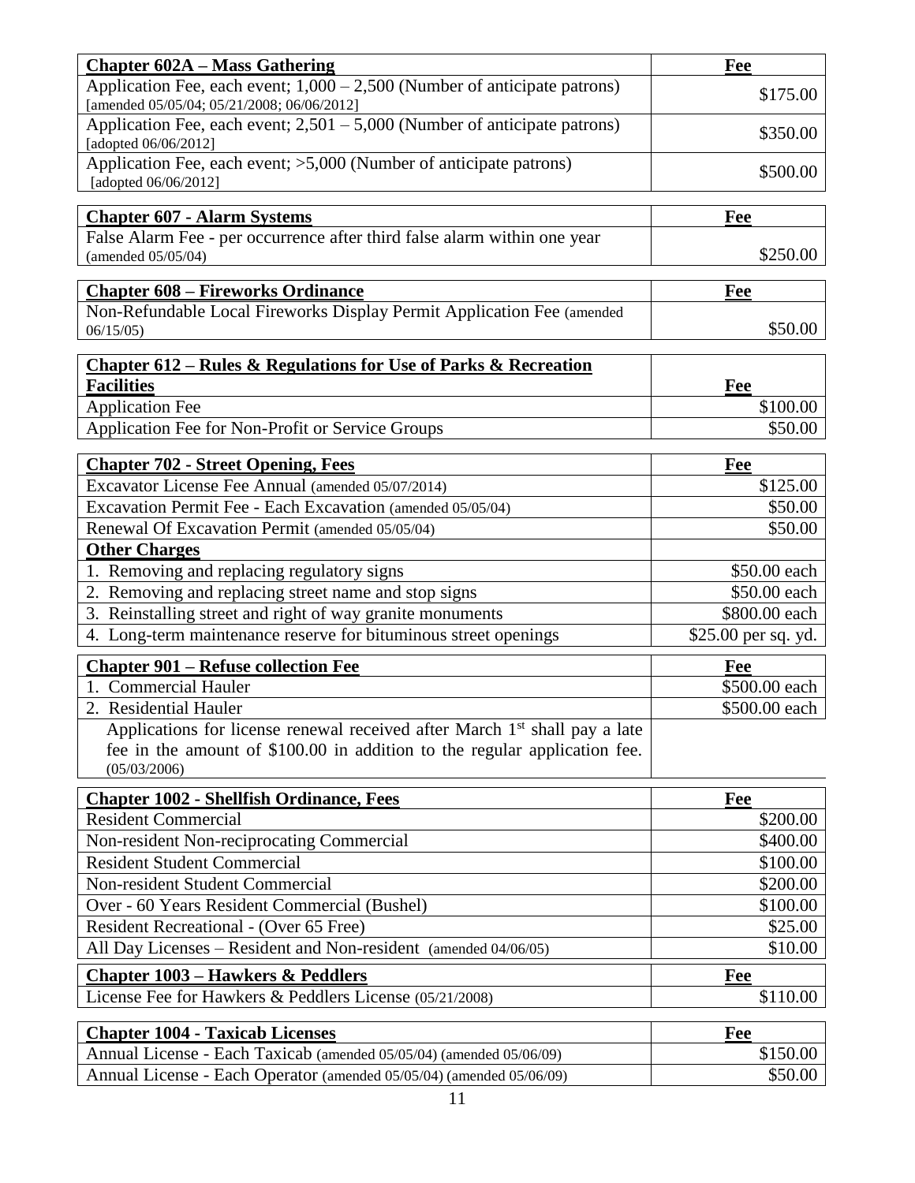| Chapter 602A – Mass Gathering | Fee |
|---|---|
| Application Fee, each event; 1,000 – 2,500 (Number of anticipate patrons) [amended 05/05/04; 05/21/2008; 06/06/2012] | $175.00 |
| Application Fee, each event; 2,501 – 5,000 (Number of anticipate patrons) [adopted 06/06/2012] | $350.00 |
| Application Fee, each event; >5,000 (Number of anticipate patrons) [adopted 06/06/2012] | $500.00 |

| Chapter 607 - Alarm Systems | Fee |
|---|---|
| False Alarm Fee - per occurrence after third false alarm within one year (amended 05/05/04) | $250.00 |

| Chapter 608 – Fireworks Ordinance | Fee |
|---|---|
| Non-Refundable Local Fireworks Display Permit Application Fee (amended 06/15/05) | $50.00 |

| Chapter 612 – Rules & Regulations for Use of Parks & Recreation Facilities | Fee |
|---|---|
| Application Fee | $100.00 |
| Application Fee for Non-Profit or Service Groups | $50.00 |

| Chapter 702 - Street Opening, Fees | Fee |
|---|---|
| Excavator License Fee Annual (amended 05/07/2014) | $125.00 |
| Excavation Permit Fee - Each Excavation (amended 05/05/04) | $50.00 |
| Renewal Of Excavation Permit (amended 05/05/04) | $50.00 |
| **Other Charges** | |
| 1. Removing and replacing regulatory signs | $50.00 each |
| 2. Removing and replacing street name and stop signs | $50.00 each |
| 3. Reinstalling street and right of way granite monuments | $800.00 each |
| 4. Long-term maintenance reserve for bituminous street openings | $25.00 per sq. yd. |

| Chapter 901 – Refuse collection Fee | Fee |
|---|---|
| 1. Commercial Hauler | $500.00 each |
| 2. Residential Hauler | $500.00 each |
| Applications for license renewal received after March 1st shall pay a late fee in the amount of $100.00 in addition to the regular application fee. (05/03/2006) | |

| Chapter 1002 - Shellfish Ordinance, Fees | Fee |
|---|---|
| Resident Commercial | $200.00 |
| Non-resident Non-reciprocating Commercial | $400.00 |
| Resident Student Commercial | $100.00 |
| Non-resident Student Commercial | $200.00 |
| Over - 60 Years Resident Commercial (Bushel) | $100.00 |
| Resident Recreational - (Over 65 Free) | $25.00 |
| All Day Licenses – Resident and Non-resident (amended 04/06/05) | $10.00 |

| Chapter 1003 – Hawkers & Peddlers | Fee |
|---|---|
| License Fee for Hawkers & Peddlers License (05/21/2008) | $110.00 |

| Chapter 1004 - Taxicab Licenses | Fee |
|---|---|
| Annual License - Each Taxicab (amended 05/05/04) (amended 05/06/09) | $150.00 |
| Annual License - Each Operator (amended 05/05/04) (amended 05/06/09) | $50.00 |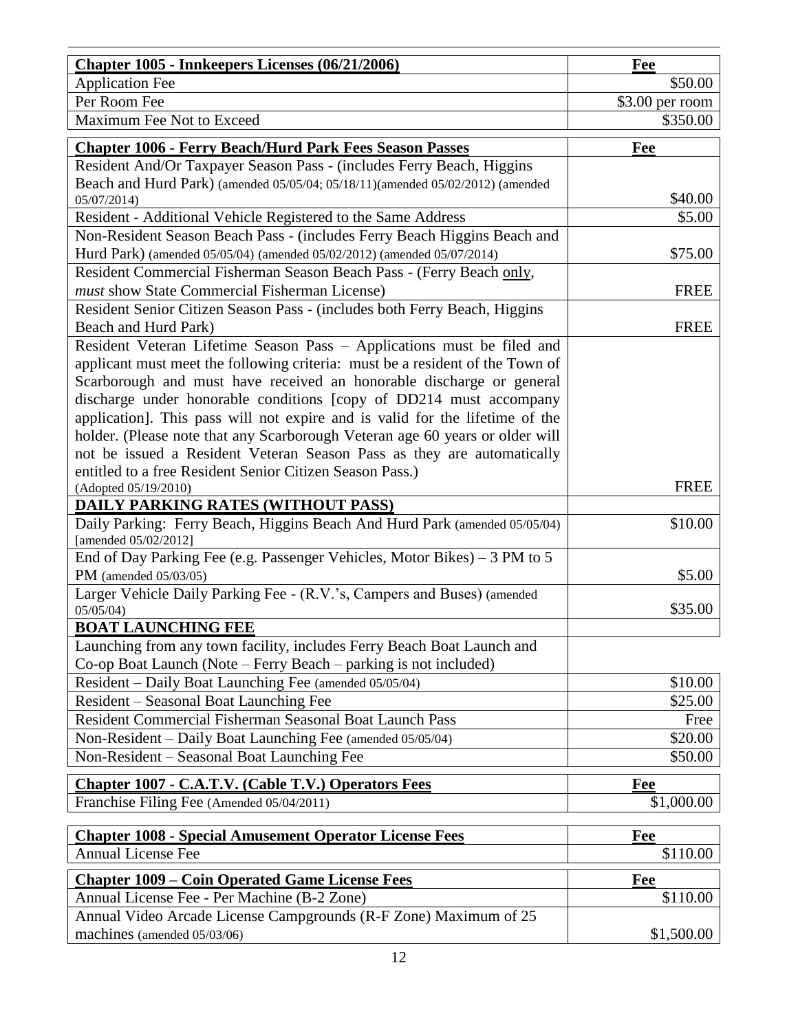| Chapter 1005 - Innkeepers Licenses (06/21/2006) | Fee |
|---|---|
| Application Fee | $50.00 |
| Per Room Fee | $3.00 per room |
| Maximum Fee Not to Exceed | $350.00 |

| Chapter 1006 - Ferry Beach/Hurd Park Fees Season Passes | Fee |
|---|---|
| Resident And/Or Taxpayer Season Pass - (includes Ferry Beach, Higgins Beach and Hurd Park) (amended 05/05/04; 05/18/11)(amended 05/02/2012) (amended 05/07/2014) | $40.00 |
| Resident - Additional Vehicle Registered to the Same Address | $5.00 |
| Non-Resident Season Beach Pass - (includes Ferry Beach Higgins Beach and Hurd Park) (amended 05/05/04) (amended 05/02/2012) (amended 05/07/2014) | $75.00 |
| Resident Commercial Fisherman Season Beach Pass - (Ferry Beach <u>only</u>, *must* show State Commercial Fisherman License) | FREE |
| Resident Senior Citizen Season Pass - (includes both Ferry Beach, Higgins Beach and Hurd Park) | FREE |
| Resident Veteran Lifetime Season Pass – Applications must be filed and applicant must meet the following criteria: must be a resident of the Town of Scarborough and must have received an honorable discharge or general discharge under honorable conditions [copy of DD214 must accompany application]. This pass will not expire and is valid for the lifetime of the holder. (Please note that any Scarborough Veteran age 60 years or older will not be issued a Resident Veteran Season Pass as they are automatically entitled to a free Resident Senior Citizen Season Pass.) (Adopted 05/19/2010) | FREE |
| **DAILY PARKING RATES (WITHOUT PASS)** | |
| Daily Parking: Ferry Beach, Higgins Beach And Hurd Park (amended 05/05/04) [amended 05/02/2012] | $10.00 |
| End of Day Parking Fee (e.g. Passenger Vehicles, Motor Bikes) – 3 PM to 5 PM (amended 05/03/05) | $5.00 |
| Larger Vehicle Daily Parking Fee - (R.V.'s, Campers and Buses) (amended 05/05/04) | $35.00 |
| **BOAT LAUNCHING FEE** | |
| Launching from any town facility, includes Ferry Beach Boat Launch and Co-op Boat Launch (Note – Ferry Beach – parking is not included) | |
| Resident – Daily Boat Launching Fee (amended 05/05/04) | $10.00 |
| Resident – Seasonal Boat Launching Fee | $25.00 |
| Resident Commercial Fisherman Seasonal Boat Launch Pass | Free |
| Non-Resident – Daily Boat Launching Fee (amended 05/05/04) | $20.00 |
| Non-Resident – Seasonal Boat Launching Fee | $50.00 |

| Chapter 1007 - C.A.T.V. (Cable T.V.) Operators Fees | Fee |
|---|---|
| Franchise Filing Fee (Amended 05/04/2011) | $1,000.00 |

| Chapter 1008 - Special Amusement Operator License Fees | Fee |
|---|---|
| Annual License Fee | $110.00 |

| Chapter 1009 – Coin Operated Game License Fees | Fee |
|---|---|
| Annual License Fee - Per Machine (B-2 Zone) | $110.00 |
| Annual Video Arcade License Campgrounds (R-F Zone) Maximum of 25 machines (amended 05/03/06) | $1,500.00 |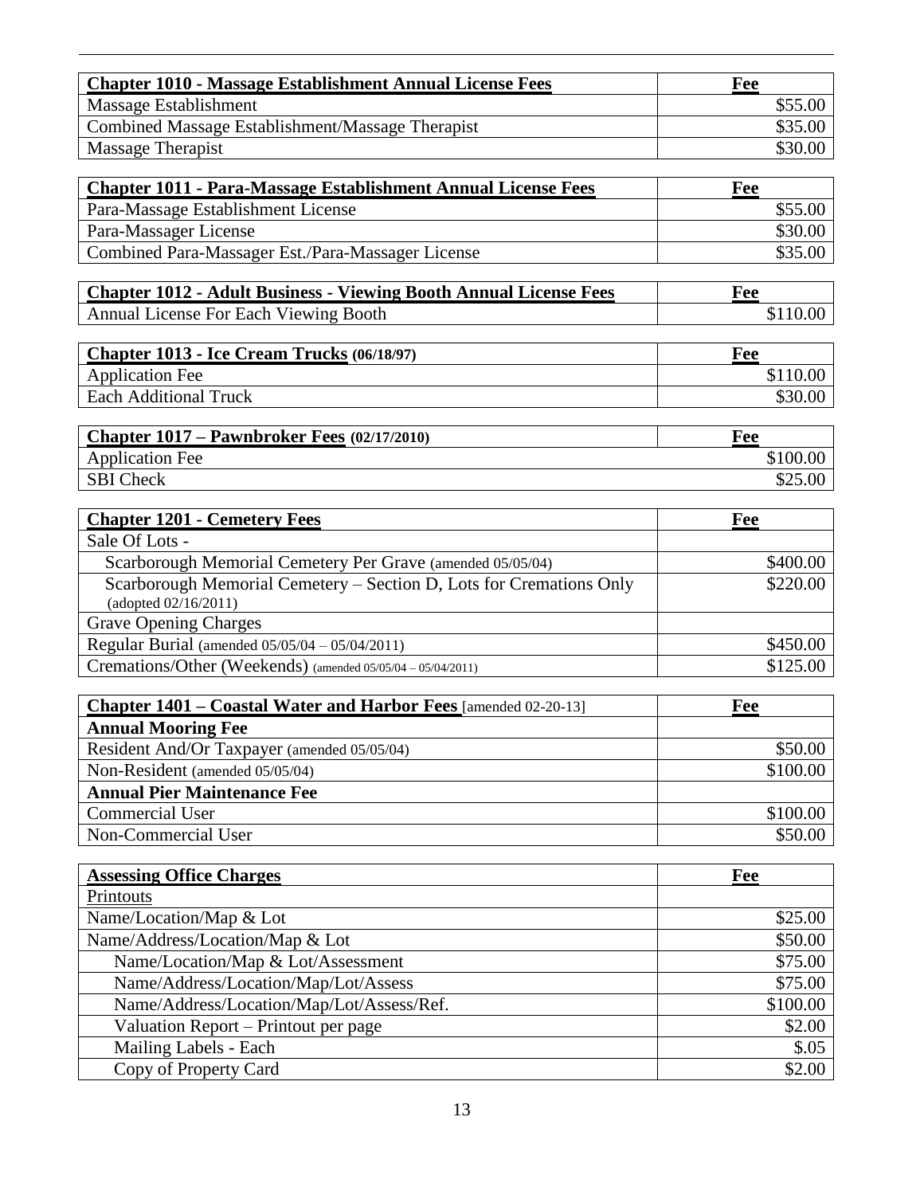| **Chapter 1010 - Massage Establishment Annual License Fees** | **Fee** |
|---|---|
| Massage Establishment | $55.00 |
| Combined Massage Establishment/Massage Therapist | $35.00 |
| Massage Therapist | $30.00 |

| **Chapter 1011 - Para-Massage Establishment Annual License Fees** | **Fee** |
|---|---|
| Para-Massage Establishment License | $55.00 |
| Para-Massager License | $30.00 |
| Combined Para-Massager Est./Para-Massager License | $35.00 |

| **Chapter 1012 - Adult Business - Viewing Booth Annual License Fees** | **Fee** |
|---|---|
| Annual License For Each Viewing Booth | $110.00 |

| **Chapter 1013 - Ice Cream Trucks (06/18/97)** | **Fee** |
|---|---|
| Application Fee | $110.00 |
| Each Additional Truck | $30.00 |

| **Chapter 1017 – Pawnbroker Fees (02/17/2010)** | **Fee** |
|---|---|
| Application Fee | $100.00 |
| SBI Check | $25.00 |

| **Chapter 1201 - Cemetery Fees** | **Fee** |
|---|---|
| Sale Of Lots - | |
| Scarborough Memorial Cemetery Per Grave (amended 05/05/04) | $400.00 |
| Scarborough Memorial Cemetery – Section D, Lots for Cremations Only (adopted 02/16/2011) | $220.00 |
| Grave Opening Charges | |
| Regular Burial (amended 05/05/04 – 05/04/2011) | $450.00 |
| Cremations/Other (Weekends) (amended 05/05/04 – 05/04/2011) | $125.00 |

| **Chapter 1401 – Coastal Water and Harbor Fees** [amended 02-20-13] | **Fee** |
|---|---|
| **Annual Mooring Fee** | |
| Resident And/Or Taxpayer (amended 05/05/04) | $50.00 |
| Non-Resident (amended 05/05/04) | $100.00 |
| **Annual Pier Maintenance Fee** | |
| Commercial User | $100.00 |
| Non-Commercial User | $50.00 |

| **Assessing Office Charges** | **Fee** |
|---|---|
| Printouts | |
| Name/Location/Map & Lot | $25.00 |
| Name/Address/Location/Map & Lot | $50.00 |
| Name/Location/Map & Lot/Assessment | $75.00 |
| Name/Address/Location/Map/Lot/Assess | $75.00 |
| Name/Address/Location/Map/Lot/Assess/Ref. | $100.00 |
| Valuation Report – Printout per page | $2.00 |
| Mailing Labels - Each | $.05 |
| Copy of Property Card | $2.00 |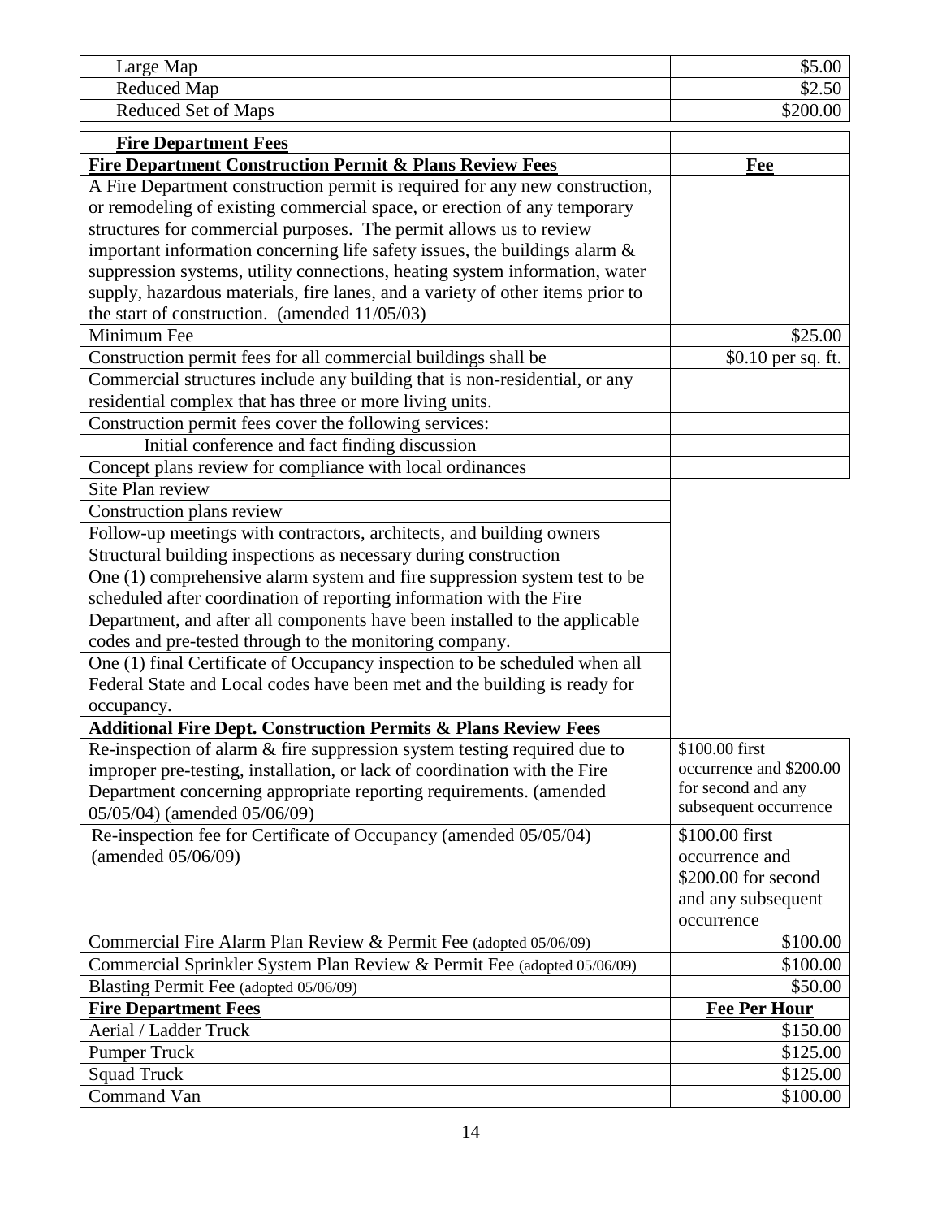| Large Map | $5.00 |
|---|---|
| Reduced Map | $2.50 |
| Reduced Set of Maps | $200.00 |

| **Fire Department Fees** | |
|---|---|
| **Fire Department Construction Permit & Plans Review Fees** | **Fee** |
| A Fire Department construction permit is required for any new construction, or remodeling of existing commercial space, or erection of any temporary structures for commercial purposes. The permit allows us to review important information concerning life safety issues, the buildings alarm & suppression systems, utility connections, heating system information, water supply, hazardous materials, fire lanes, and a variety of other items prior to the start of construction. (amended 11/05/03) | |
| Minimum Fee | $25.00 |
| Construction permit fees for all commercial buildings shall be | $0.10 per sq. ft. |
| Commercial structures include any building that is non-residential, or any residential complex that has three or more living units. | |
| Construction permit fees cover the following services: | |
| Initial conference and fact finding discussion | |
| Concept plans review for compliance with local ordinances | |
| Site Plan review | |
| Construction plans review | |
| Follow-up meetings with contractors, architects, and building owners | |
| Structural building inspections as necessary during construction | |
| One (1) comprehensive alarm system and fire suppression system test to be scheduled after coordination of reporting information with the Fire Department, and after all components have been installed to the applicable codes and pre-tested through to the monitoring company. | |
| One (1) final Certificate of Occupancy inspection to be scheduled when all Federal State and Local codes have been met and the building is ready for occupancy. | |
| **Additional Fire Dept. Construction Permits & Plans Review Fees** | |
| Re-inspection of alarm & fire suppression system testing required due to improper pre-testing, installation, or lack of coordination with the Fire Department concerning appropriate reporting requirements. (amended 05/05/04) (amended 05/06/09) | $100.00 first occurrence and $200.00 for second and any subsequent occurrence |
| Re-inspection fee for Certificate of Occupancy (amended 05/05/04) (amended 05/06/09) | $100.00 first occurrence and $200.00 for second and any subsequent occurrence |
| Commercial Fire Alarm Plan Review & Permit Fee (adopted 05/06/09) | $100.00 |
| Commercial Sprinkler System Plan Review & Permit Fee (adopted 05/06/09) | $100.00 |
| Blasting Permit Fee (adopted 05/06/09) | $50.00 |
| **Fire Department Fees** | **Fee Per Hour** |
| Aerial / Ladder Truck | $150.00 |
| Pumper Truck | $125.00 |
| Squad Truck | $125.00 |
| Command Van | $100.00 |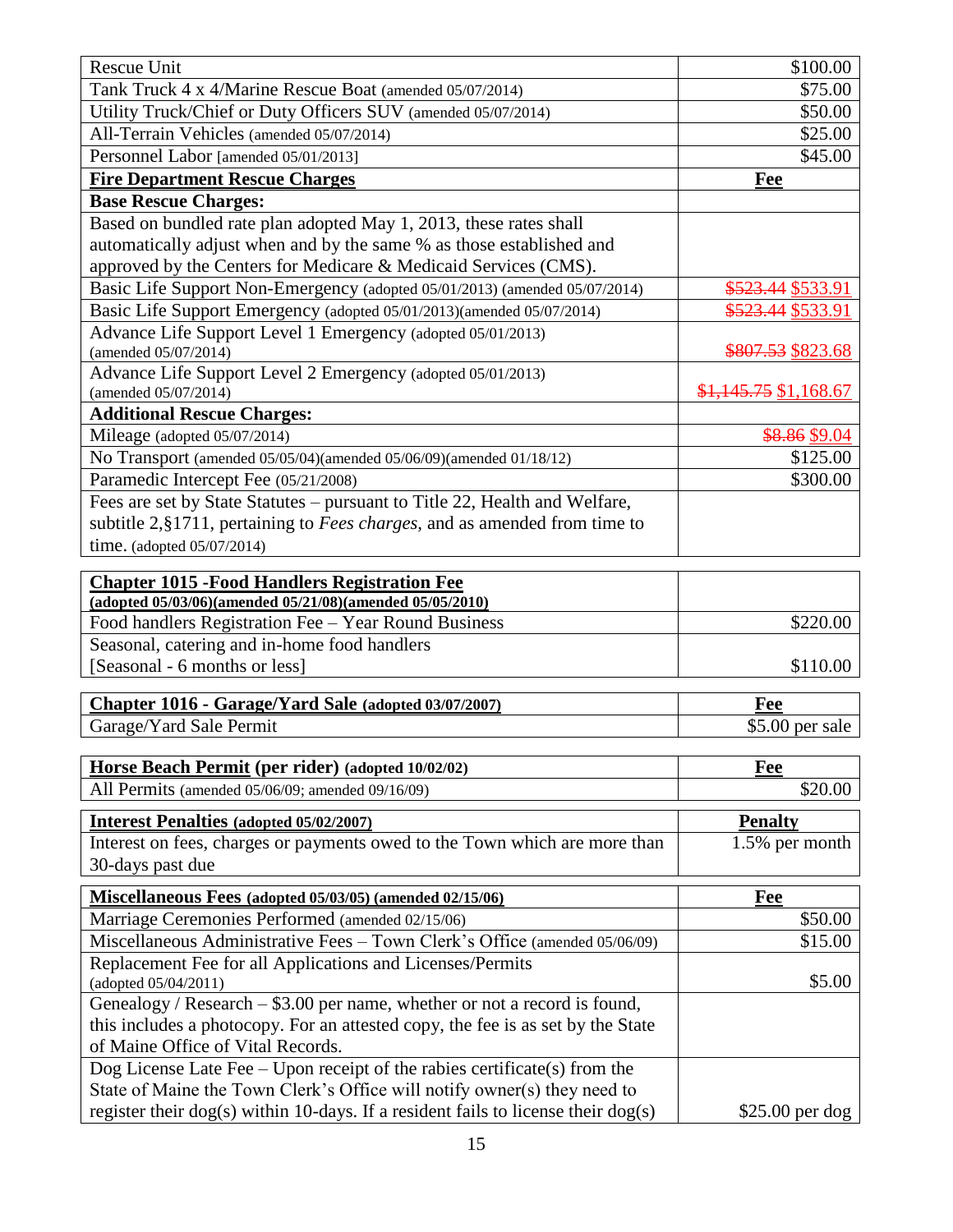| | |
|---|---|
| Rescue Unit | $100.00 |
| Tank Truck 4 x 4/Marine Rescue Boat (amended 05/07/2014) | $75.00 |
| Utility Truck/Chief or Duty Officers SUV (amended 05/07/2014) | $50.00 |
| All-Terrain Vehicles (amended 05/07/2014) | $25.00 |
| Personnel Labor [amended 05/01/2013] | $45.00 |
| **Fire Department Rescue Charges** | **Fee** |
| **Base Rescue Charges:** | |
| Based on bundled rate plan adopted May 1, 2013, these rates shall automatically adjust when and by the same % as those established and approved by the Centers for Medicare & Medicaid Services (CMS). | |
| Basic Life Support Non-Emergency (adopted 05/01/2013) (amended 05/07/2014) | ~~$523.44~~ $533.91 |
| Basic Life Support Emergency (adopted 05/01/2013)(amended 05/07/2014) | ~~$523.44~~ $533.91 |
| Advance Life Support Level 1 Emergency (adopted 05/01/2013) (amended 05/07/2014) | ~~$807.53~~ $823.68 |
| Advance Life Support Level 2 Emergency (adopted 05/01/2013) (amended 05/07/2014) | ~~$1,145.75~~ $1,168.67 |
| **Additional Rescue Charges:** | |
| Mileage (adopted 05/07/2014) | ~~$8.86~~ $9.04 |
| No Transport (amended 05/05/04)(amended 05/06/09)(amended 01/18/12) | $125.00 |
| Paramedic Intercept Fee (05/21/2008) | $300.00 |
| Fees are set by State Statutes – pursuant to Title 22, Health and Welfare, subtitle 2,§1711, pertaining to *Fees charges,* and as amended from time to time. (adopted 05/07/2014) | |

| **Chapter 1015 -Food Handlers Registration Fee** (adopted 05/03/06)(amended 05/21/08)(amended 05/05/2010) | |
|---|---|
| Food handlers Registration Fee – Year Round Business | $220.00 |
| Seasonal, catering and in-home food handlers [Seasonal - 6 months or less] | $110.00 |

| **Chapter 1016 - Garage/Yard Sale** (adopted 03/07/2007) | **Fee** |
|---|---|
| Garage/Yard Sale Permit | $5.00 per sale |

| **Horse Beach Permit (per rider)** (adopted 10/02/02) | **Fee** |
|---|---|
| All Permits (amended 05/06/09; amended 09/16/09) | $20.00 |

| **Interest Penalties** (adopted 05/02/2007) | **Penalty** |
|---|---|
| Interest on fees, charges or payments owed to the Town which are more than 30-days past due | 1.5% per month |

| **Miscellaneous Fees** (adopted 05/03/05) (amended 02/15/06) | **Fee** |
|---|---|
| Marriage Ceremonies Performed (amended 02/15/06) | $50.00 |
| Miscellaneous Administrative Fees – Town Clerk's Office (amended 05/06/09) | $15.00 |
| Replacement Fee for all Applications and Licenses/Permits (adopted 05/04/2011) | $5.00 |
| Genealogy / Research – $3.00 per name, whether or not a record is found, this includes a photocopy. For an attested copy, the fee is as set by the State of Maine Office of Vital Records. | |
| Dog License Late Fee – Upon receipt of the rabies certificate(s) from the State of Maine the Town Clerk's Office will notify owner(s) they need to register their dog(s) within 10-days. If a resident fails to license their dog(s) | $25.00 per dog |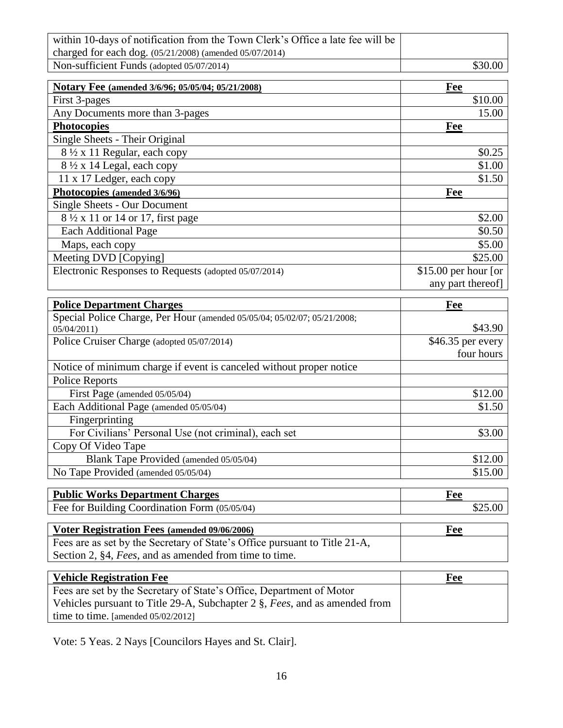| | |
|---|---|
| within 10-days of notification from the Town Clerk's Office a late fee will be charged for each dog. (05/21/2008) (amended 05/07/2014) | |
| Non-sufficient Funds (adopted 05/07/2014) | $30.00 |

| **Notary Fee (amended 3/6/96; 05/05/04; 05/21/2008)** | **Fee** |
|---|---|
| First 3-pages | $10.00 |
| Any Documents more than 3-pages | 15.00 |
| **Photocopies** | **Fee** |
| Single Sheets - Their Original | |
| 8 ½ x 11 Regular, each copy | $0.25 |
| 8 ½ x 14 Legal, each copy | $1.00 |
| 11 x 17 Ledger, each copy | $1.50 |
| **Photocopies (amended 3/6/96)** | **Fee** |
| Single Sheets - Our Document | |
| 8 ½ x 11 or 14 or 17, first page | $2.00 |
| Each Additional Page | $0.50 |
| Maps, each copy | $5.00 |
| Meeting DVD [Copying] | $25.00 |
| Electronic Responses to Requests (adopted 05/07/2014) | $15.00 per hour [or any part thereof] |

| **Police Department Charges** | **Fee** |
|---|---|
| Special Police Charge, Per Hour (amended 05/05/04; 05/02/07; 05/21/2008; 05/04/2011) | $43.90 |
| Police Cruiser Charge (adopted 05/07/2014) | $46.35 per every four hours |
| Notice of minimum charge if event is canceled without proper notice | |
| Police Reports | |
| First Page (amended 05/05/04) | $12.00 |
| Each Additional Page (amended 05/05/04) | $1.50 |
| Fingerprinting | |
| For Civilians' Personal Use (not criminal), each set | $3.00 |
| Copy Of Video Tape | |
| Blank Tape Provided (amended 05/05/04) | $12.00 |
| No Tape Provided (amended 05/05/04) | $15.00 |

| **Public Works Department Charges** | **Fee** |
|---|---|
| Fee for Building Coordination Form (05/05/04) | $25.00 |

| **Voter Registration Fees (amended 09/06/2006)** | **Fee** |
|---|---|
| Fees are as set by the Secretary of State's Office pursuant to Title 21-A, Section 2, §4, *Fees*, and as amended from time to time. | |

| **Vehicle Registration Fee** | **Fee** |
|---|---|
| Fees are set by the Secretary of State's Office, Department of Motor Vehicles pursuant to Title 29-A, Subchapter 2 §, *Fees*, and as amended from time to time. [amended 05/02/2012] | |

Vote: 5 Yeas. 2 Nays [Councilors Hayes and St. Clair].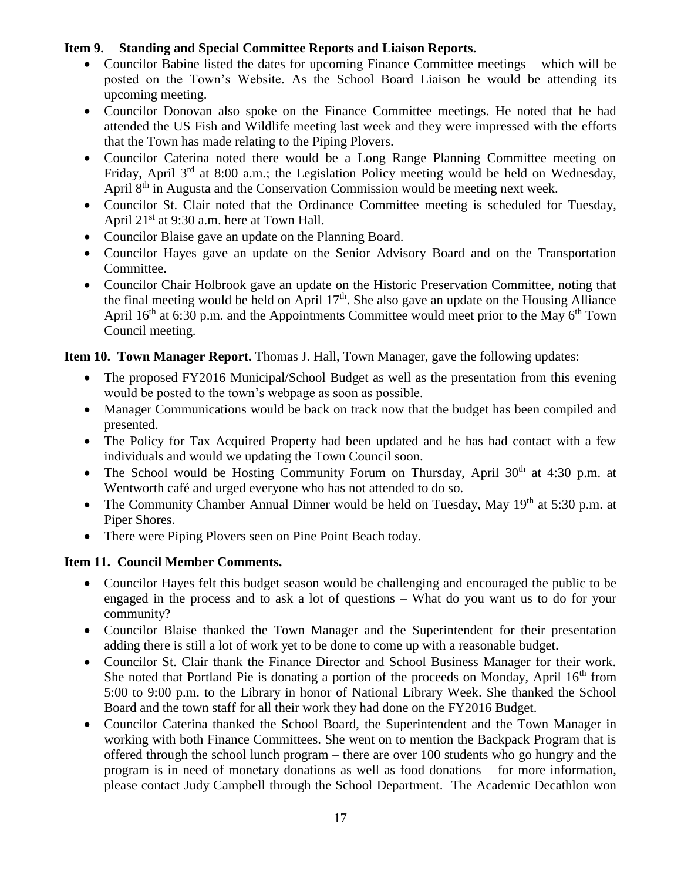**Item 9. Standing and Special Committee Reports and Liaison Reports.**

- Councilor Babine listed the dates for upcoming Finance Committee meetings – which will be posted on the Town's Website. As the School Board Liaison he would be attending its upcoming meeting.
- Councilor Donovan also spoke on the Finance Committee meetings. He noted that he had attended the US Fish and Wildlife meeting last week and they were impressed with the efforts that the Town has made relating to the Piping Plovers.
- Councilor Caterina noted there would be a Long Range Planning Committee meeting on Friday, April 3rd at 8:00 a.m.; the Legislation Policy meeting would be held on Wednesday, April 8th in Augusta and the Conservation Commission would be meeting next week.
- Councilor St. Clair noted that the Ordinance Committee meeting is scheduled for Tuesday, April 21st at 9:30 a.m. here at Town Hall.
- Councilor Blaise gave an update on the Planning Board.
- Councilor Hayes gave an update on the Senior Advisory Board and on the Transportation Committee.
- Councilor Chair Holbrook gave an update on the Historic Preservation Committee, noting that the final meeting would be held on April 17th. She also gave an update on the Housing Alliance April 16th at 6:30 p.m. and the Appointments Committee would meet prior to the May 6th Town Council meeting.

**Item 10. Town Manager Report.** Thomas J. Hall, Town Manager, gave the following updates:

- The proposed FY2016 Municipal/School Budget as well as the presentation from this evening would be posted to the town's webpage as soon as possible.
- Manager Communications would be back on track now that the budget has been compiled and presented.
- The Policy for Tax Acquired Property had been updated and he has had contact with a few individuals and would we updating the Town Council soon.
- The School would be Hosting Community Forum on Thursday, April 30th at 4:30 p.m. at Wentworth café and urged everyone who has not attended to do so.
- The Community Chamber Annual Dinner would be held on Tuesday, May 19th at 5:30 p.m. at Piper Shores.
- There were Piping Plovers seen on Pine Point Beach today.

**Item 11. Council Member Comments.**

- Councilor Hayes felt this budget season would be challenging and encouraged the public to be engaged in the process and to ask a lot of questions – What do you want us to do for your community?
- Councilor Blaise thanked the Town Manager and the Superintendent for their presentation adding there is still a lot of work yet to be done to come up with a reasonable budget.
- Councilor St. Clair thank the Finance Director and School Business Manager for their work. She noted that Portland Pie is donating a portion of the proceeds on Monday, April 16th from 5:00 to 9:00 p.m. to the Library in honor of National Library Week. She thanked the School Board and the town staff for all their work they had done on the FY2016 Budget.
- Councilor Caterina thanked the School Board, the Superintendent and the Town Manager in working with both Finance Committees. She went on to mention the Backpack Program that is offered through the school lunch program – there are over 100 students who go hungry and the program is in need of monetary donations as well as food donations – for more information, please contact Judy Campbell through the School Department. The Academic Decathlon won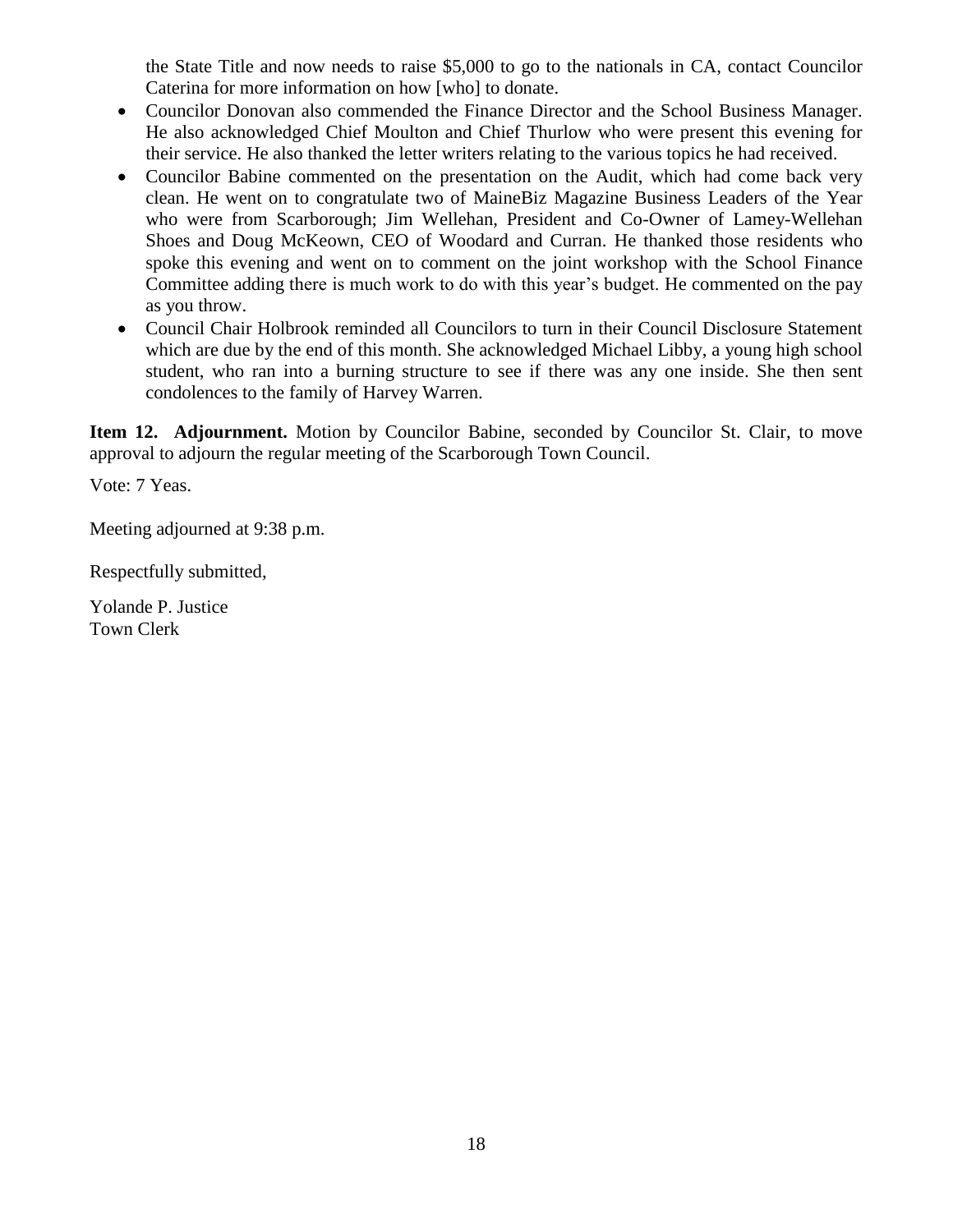the State Title and now needs to raise $5,000 to go to the nationals in CA, contact Councilor Caterina for more information on how [who] to donate.

- Councilor Donovan also commended the Finance Director and the School Business Manager. He also acknowledged Chief Moulton and Chief Thurlow who were present this evening for their service. He also thanked the letter writers relating to the various topics he had received.
- Councilor Babine commented on the presentation on the Audit, which had come back very clean. He went on to congratulate two of MaineBiz Magazine Business Leaders of the Year who were from Scarborough; Jim Wellehan, President and Co-Owner of Lamey-Wellehan Shoes and Doug McKeown, CEO of Woodard and Curran. He thanked those residents who spoke this evening and went on to comment on the joint workshop with the School Finance Committee adding there is much work to do with this year's budget. He commented on the pay as you throw.
- Council Chair Holbrook reminded all Councilors to turn in their Council Disclosure Statement which are due by the end of this month. She acknowledged Michael Libby, a young high school student, who ran into a burning structure to see if there was any one inside. She then sent condolences to the family of Harvey Warren.

**Item 12. Adjournment.** Motion by Councilor Babine, seconded by Councilor St. Clair, to move approval to adjourn the regular meeting of the Scarborough Town Council.

Vote: 7 Yeas.

Meeting adjourned at 9:38 p.m.

Respectfully submitted,

Yolande P. Justice
Town Clerk